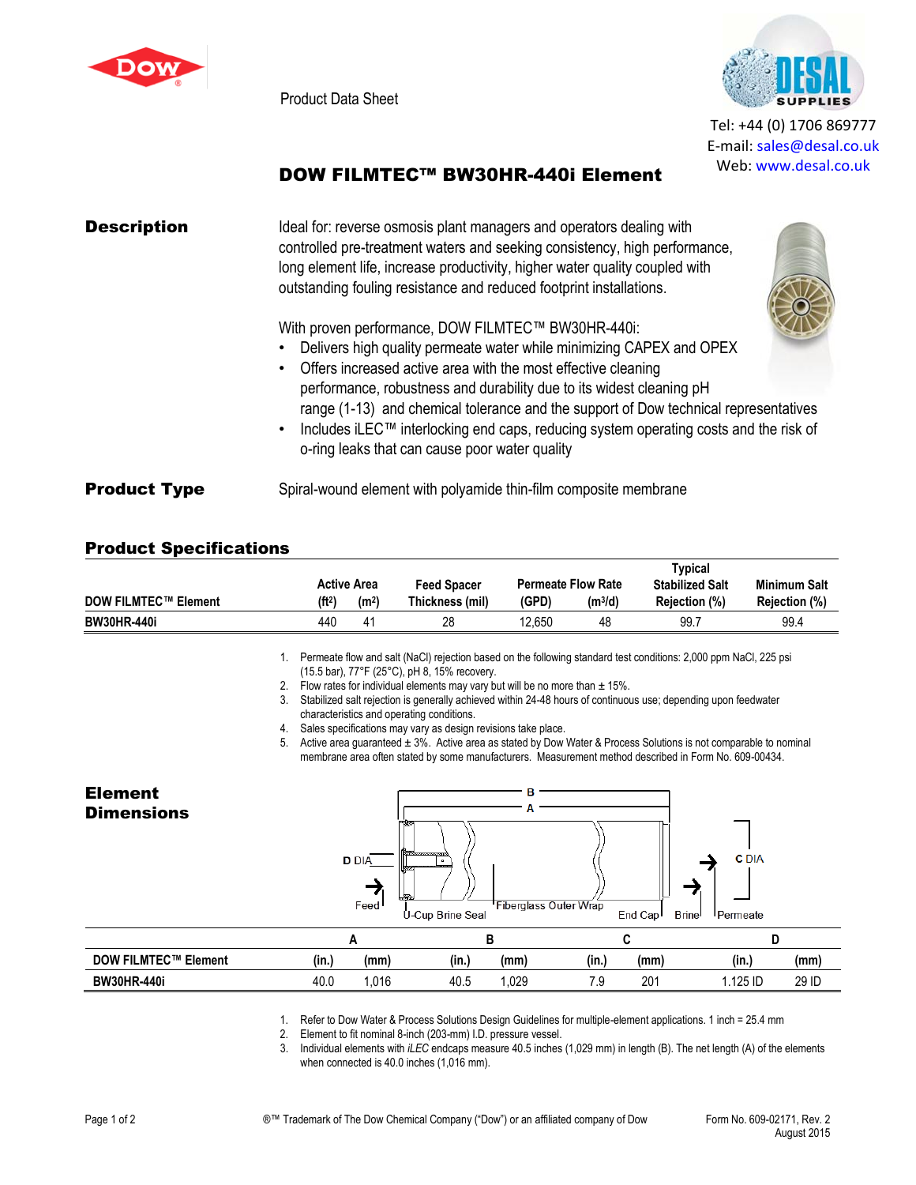Product Data Sheet

Tel: +44 (0) 1706 869777
E-mail: sales@desal.co.uk
Web: www.desal.co.uk

# DOW FILMTEC™ BW30HR-440i Element

## Description

Ideal for: reverse osmosis plant managers and operators dealing with controlled pre-treatment waters and seeking consistency, high performance, long element life, increase productivity, higher water quality coupled with outstanding fouling resistance and reduced footprint installations.

With proven performance, DOW FILMTEC™ BW30HR-440i:

- Delivers high quality permeate water while minimizing CAPEX and OPEX
- Offers increased active area with the most effective cleaning performance, robustness and durability due to its widest cleaning pH range (1-13) and chemical tolerance and the support of Dow technical representatives
- Includes iLEC™ interlocking end caps, reducing system operating costs and the risk of o-ring leaks that can cause poor water quality

## Product Type

Spiral-wound element with polyamide thin-film composite membrane

## Product Specifications

| DOW FILMTEC™ Element | Active Area ($ft^2$) | Active Area ($m^2$) | Feed Spacer Thickness (mil) | Permeate Flow Rate (GPD) | Permeate Flow Rate ($m^3$/d) | Typical Stabilized Salt Rejection (%) | Minimum Salt Rejection (%) |
|---|---|---|---|---|---|---|---|
| BW30HR-440i | 440 | 41 | 28 | 12,650 | 48 | 99.7 | 99.4 |

1. Permeate flow and salt (NaCl) rejection based on the following standard test conditions: 2,000 ppm NaCl, 225 psi (15.5 bar), 77°F (25°C), pH 8, 15% recovery.
2. Flow rates for individual elements may vary but will be no more than ± 15%.
3. Stabilized salt rejection is generally achieved within 24-48 hours of continuous use; depending upon feedwater characteristics and operating conditions.
4. Sales specifications may vary as design revisions take place.
5. Active area guaranteed ± 3%. Active area as stated by Dow Water & Process Solutions is not comparable to nominal membrane area often stated by some manufacturers. Measurement method described in Form No. 609-00434.

## Element Dimensions

| DOW FILMTEC™ Element | A (in.) | A (mm) | B (in.) | B (mm) | C (in.) | C (mm) | D (in.) | D (mm) |
|---|---|---|---|---|---|---|---|---|
| BW30HR-440i | 40.0 | 1,016 | 40.5 | 1,029 | 7.9 | 201 | 1.125 ID | 29 ID |

1. Refer to Dow Water & Process Solutions Design Guidelines for multiple-element applications. 1 inch = 25.4 mm
2. Element to fit nominal 8-inch (203-mm) I.D. pressure vessel.
3. Individual elements with *iLEC* endcaps measure 40.5 inches (1,029 mm) in length (B). The net length (A) of the elements when connected is 40.0 inches (1,016 mm).

®™ Trademark of The Dow Chemical Company ("Dow") or an affiliated company of Dow

Form No. 609-02171, Rev. 2
August 2015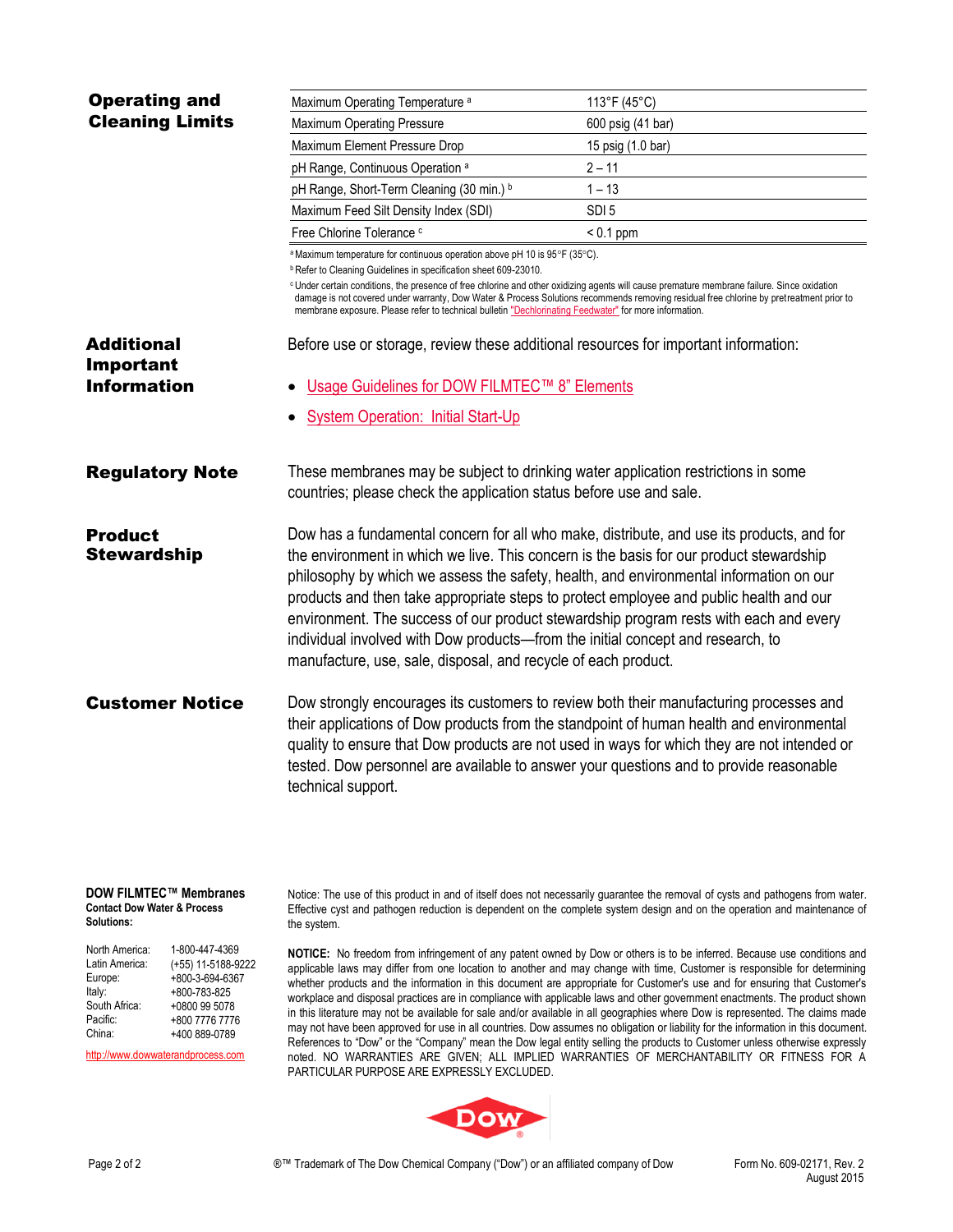## Operating and Cleaning Limits

| | |
|---|---|
| Maximum Operating Temperature [a] | 113°F (45°C) |
| Maximum Operating Pressure | 600 psig (41 bar) |
| Maximum Element Pressure Drop | 15 psig (1.0 bar) |
| pH Range, Continuous Operation [a] | 2 – 11 |
| pH Range, Short-Term Cleaning (30 min.) [b] | 1 – 13 |
| Maximum Feed Silt Density Index (SDI) | SDI 5 |
| Free Chlorine Tolerance [c] | < 0.1 ppm |

[a] Maximum temperature for continuous operation above pH 10 is 95°F (35°C).

[b] Refer to Cleaning Guidelines in specification sheet 609-23010.

[c] Under certain conditions, the presence of free chlorine and other oxidizing agents will cause premature membrane failure. Since oxidation damage is not covered under warranty, Dow Water & Process Solutions recommends removing residual free chlorine by pretreatment prior to membrane exposure. Please refer to technical bulletin "Dechlorinating Feedwater" for more information.

## Additional Important Information

Before use or storage, review these additional resources for important information:

- Usage Guidelines for DOW FILMTEC™ 8" Elements
- System Operation: Initial Start-Up

## Regulatory Note

These membranes may be subject to drinking water application restrictions in some countries; please check the application status before use and sale.

## Product Stewardship

Dow has a fundamental concern for all who make, distribute, and use its products, and for the environment in which we live. This concern is the basis for our product stewardship philosophy by which we assess the safety, health, and environmental information on our products and then take appropriate steps to protect employee and public health and our environment. The success of our product stewardship program rests with each and every individual involved with Dow products—from the initial concept and research, to manufacture, use, sale, disposal, and recycle of each product.

## Customer Notice

Dow strongly encourages its customers to review both their manufacturing processes and their applications of Dow products from the standpoint of human health and environmental quality to ensure that Dow products are not used in ways for which they are not intended or tested. Dow personnel are available to answer your questions and to provide reasonable technical support.

**DOW FILMTEC™ Membranes**
**Contact Dow Water & Process Solutions:**

| | |
|---|---|
| North America: | 1-800-447-4369 |
| Latin America: | (+55) 11-5188-9222 |
| Europe: | +800-3-694-6367 |
| Italy: | +800-783-825 |
| South Africa: | +0800 99 5078 |
| Pacific: | +800 7776 7776 |
| China: | +400 889-0789 |

http://www.dowwaterandprocess.com

Notice: The use of this product in and of itself does not necessarily guarantee the removal of cysts and pathogens from water. Effective cyst and pathogen reduction is dependent on the complete system design and on the operation and maintenance of the system.

**NOTICE:** No freedom from infringement of any patent owned by Dow or others is to be inferred. Because use conditions and applicable laws may differ from one location to another and may change with time, Customer is responsible for determining whether products and the information in this document are appropriate for Customer's use and for ensuring that Customer's workplace and disposal practices are in compliance with applicable laws and other government enactments. The product shown in this literature may not be available for sale and/or available in all geographies where Dow is represented. The claims made may not have been approved for use in all countries. Dow assumes no obligation or liability for the information in this document. References to "Dow" or the "Company" mean the Dow legal entity selling the products to Customer unless otherwise expressly noted. NO WARRANTIES ARE GIVEN; ALL IMPLIED WARRANTIES OF MERCHANTABILITY OR FITNESS FOR A PARTICULAR PURPOSE ARE EXPRESSLY EXCLUDED.

®™ Trademark of The Dow Chemical Company ("Dow") or an affiliated company of Dow

Form No. 609-02171, Rev. 2
August 2015